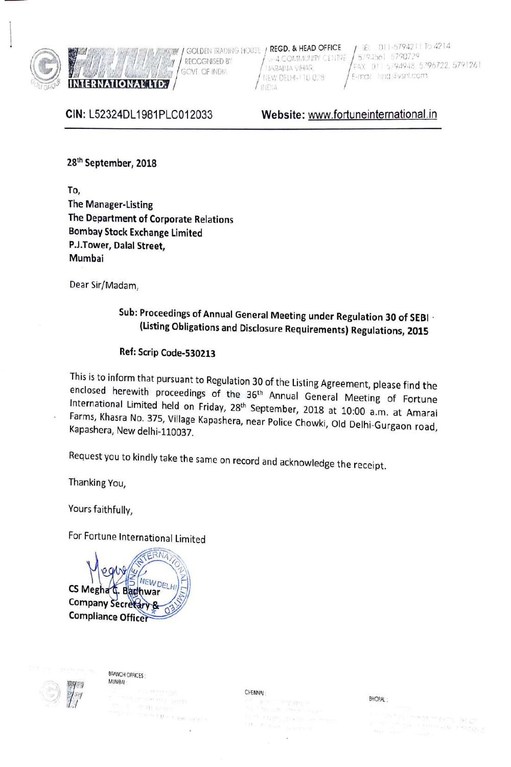**FORTUNE INTERNATIONAL LTD.**

GOLDEN TRADING HOUSE RECOGNISED BY GOVT. OF INDIA

REGD. & HEAD OFFICE G-4 COMMUNITY CENTRE NARAINA VIHAR NEW DELHI-110 028 INDIA

TEL: 011-5794211 To 4214 5794561 5790729 FAX: 011-5794948, 5796722, 5791261 E-mail: find@vsnl.com

**CIN:** L52324DL1981PLC012033 **Website:** www.fortuneinternational.in

**28th September, 2018**

**To,**
**The Manager-Listing**
**The Department of Corporate Relations**
**Bombay Stock Exchange Limited**
**P.J.Tower, Dalal Street,**
**Mumbai**

Dear Sir/Madam,

**Sub: Proceedings of Annual General Meeting under Regulation 30 of SEBI (Listing Obligations and Disclosure Requirements) Regulations, 2015**

**Ref: Scrip Code-530213**

This is to inform that pursuant to Regulation 30 of the Listing Agreement, please find the enclosed herewith proceedings of the 36th Annual General Meeting of Fortune International Limited held on Friday, 28th September, 2018 at 10:00 a.m. at Amarai Farms, Khasra No. 375, Village Kapashera, near Police Chowki, Old Delhi-Gurgaon road, Kapashera, New delhi-110037.

Request you to kindly take the same on record and acknowledge the receipt.

Thanking You,

Yours faithfully,

For Fortune International Limited

**CS Megha C. Badhwar**
**Company Secretary & Compliance Officer**

BRANCH OFFICES: MUMBAI CHENNAI BHOPAL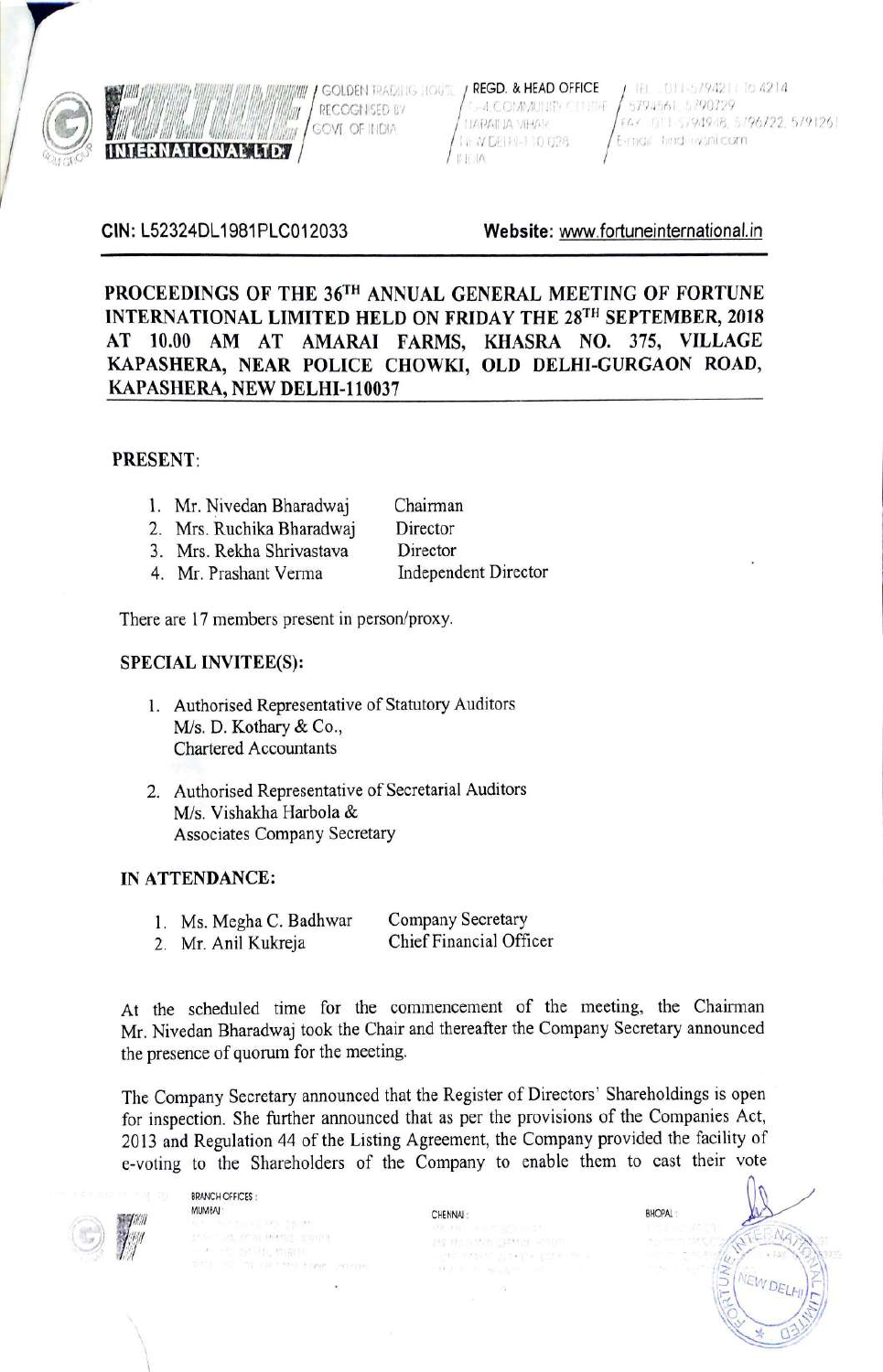CIN: L52324DL1981PLC012033 **Website:** www.fortuneinternational.in

**PROCEEDINGS OF THE 36TH ANNUAL GENERAL MEETING OF FORTUNE INTERNATIONAL LIMITED HELD ON FRIDAY THE 28TH SEPTEMBER, 2018 AT 10.00 AM AT AMARAI FARMS, KHASRA NO. 375, VILLAGE KAPASHERA, NEAR POLICE CHOWKI, OLD DELHI-GURGAON ROAD, KAPASHERA, NEW DELHI-110037**

**PRESENT:**

| | |
|---|---|
| 1. Mr. Nivedan Bharadwaj | Chairman |
| 2. Mrs. Ruchika Bharadwaj | Director |
| 3. Mrs. Rekha Shrivastava | Director |
| 4. Mr. Prashant Verma | Independent Director |

There are 17 members present in person/proxy.

**SPECIAL INVITEE(S):**

1. Authorised Representative of Statutory Auditors M/s. D. Kothary & Co., Chartered Accountants
2. Authorised Representative of Secretarial Auditors M/s. Vishakha Harbola & Associates Company Secretary

**IN ATTENDANCE:**

| | |
|---|---|
| 1. Ms. Megha C. Badhwar | Company Secretary |
| 2. Mr. Anil Kukreja | Chief Financial Officer |

At the scheduled time for the commencement of the meeting, the Chairman Mr. Nivedan Bharadwaj took the Chair and thereafter the Company Secretary announced the presence of quorum for the meeting.

The Company Secretary announced that the Register of Directors' Shareholdings is open for inspection. She further announced that as per the provisions of the Companies Act, 2013 and Regulation 44 of the Listing Agreement, the Company provided the facility of e-voting to the Shareholders of the Company to enable them to cast their vote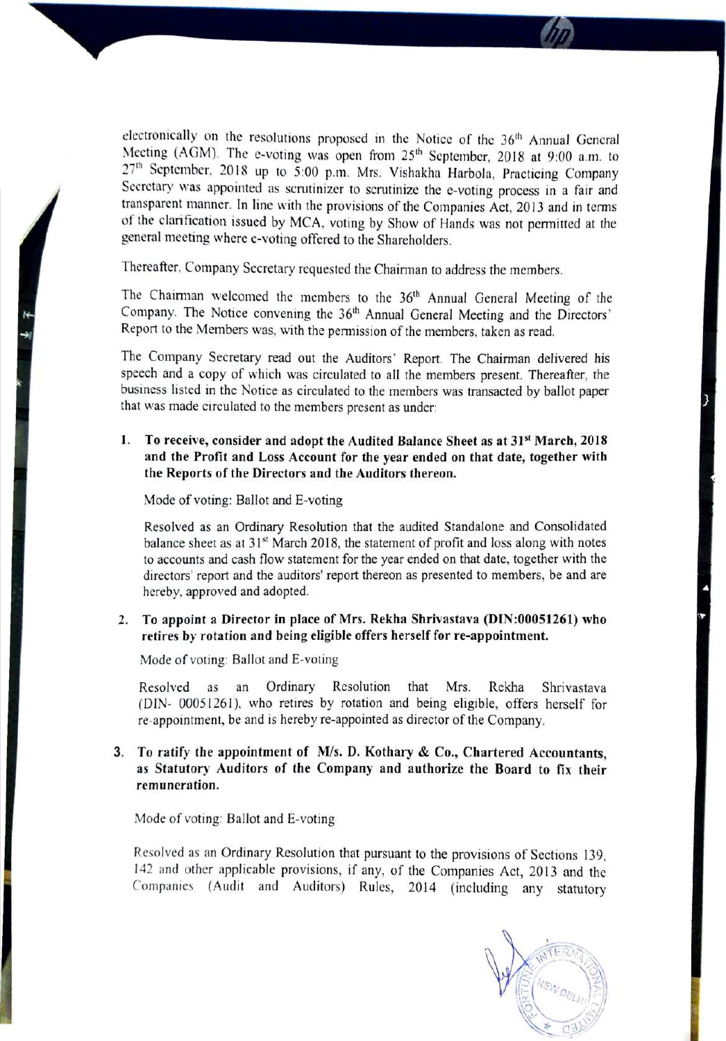electronically on the resolutions proposed in the Notice of the 36th Annual General Meeting (AGM). The e-voting was open from 25th September, 2018 at 9:00 a.m. to 27th September, 2018 up to 5:00 p.m. Mrs. Vishakha Harbola, Practicing Company Secretary was appointed as scrutinizer to scrutinize the e-voting process in a fair and transparent manner. In line with the provisions of the Companies Act, 2013 and in terms of the clarification issued by MCA, voting by Show of Hands was not permitted at the general meeting where e-voting offered to the Shareholders.

Thereafter, Company Secretary requested the Chairman to address the members.

The Chairman welcomed the members to the 36th Annual General Meeting of the Company. The Notice convening the 36th Annual General Meeting and the Directors' Report to the Members was, with the permission of the members, taken as read.

The Company Secretary read out the Auditors' Report. The Chairman delivered his speech and a copy of which was circulated to all the members present. Thereafter, the business listed in the Notice as circulated to the members was transacted by ballot paper that was made circulated to the members present as under:

1. **To receive, consider and adopt the Audited Balance Sheet as at 31st March, 2018 and the Profit and Loss Account for the year ended on that date, together with the Reports of the Directors and the Auditors thereon.**

   Mode of voting: Ballot and E-voting

   Resolved as an Ordinary Resolution that the audited Standalone and Consolidated balance sheet as at 31st March 2018, the statement of profit and loss along with notes to accounts and cash flow statement for the year ended on that date, together with the directors' report and the auditors' report thereon as presented to members, be and are hereby, approved and adopted.

2. **To appoint a Director in place of Mrs. Rekha Shrivastava (DIN:00051261) who retires by rotation and being eligible offers herself for re-appointment.**

   Mode of voting: Ballot and E-voting

   Resolved as an Ordinary Resolution that Mrs. Rekha Shrivastava (DIN- 00051261), who retires by rotation and being eligible, offers herself for re-appointment, be and is hereby re-appointed as director of the Company.

3. **To ratify the appointment of M/s. D. Kothary & Co., Chartered Accountants, as Statutory Auditors of the Company and authorize the Board to fix their remuneration.**

   Mode of voting: Ballot and E-voting

   Resolved as an Ordinary Resolution that pursuant to the provisions of Sections 139, 142 and other applicable provisions, if any, of the Companies Act, 2013 and the Companies (Audit and Auditors) Rules, 2014 (including any statutory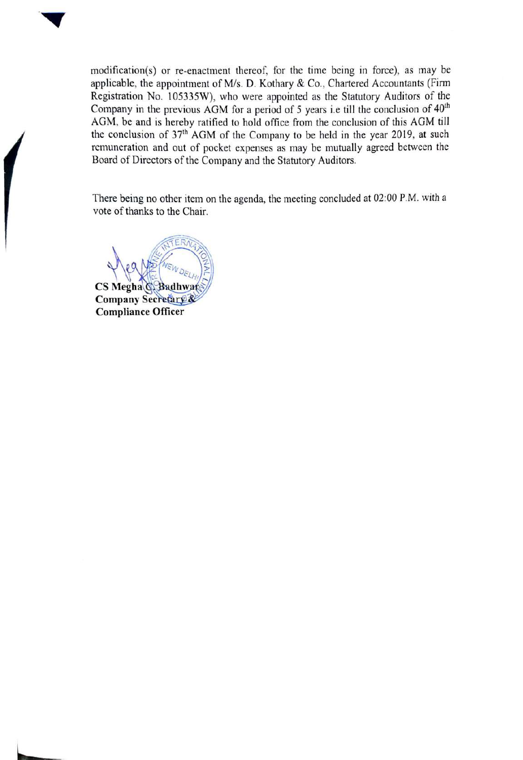modification(s) or re-enactment thereof, for the time being in force), as may be applicable, the appointment of M/s. D. Kothary & Co., Chartered Accountants (Firm Registration No. 105335W), who were appointed as the Statutory Auditors of the Company in the previous AGM for a period of 5 years i.e till the conclusion of 40th AGM, be and is hereby ratified to hold office from the conclusion of this AGM till the conclusion of 37th AGM of the Company to be held in the year 2019, at such remuneration and out of pocket expenses as may be mutually agreed between the Board of Directors of the Company and the Statutory Auditors.

There being no other item on the agenda, the meeting concluded at 02:00 P.M. with a vote of thanks to the Chair.

**CS Megha C. Badhwar**
**Company Secretary &**
**Compliance Officer**